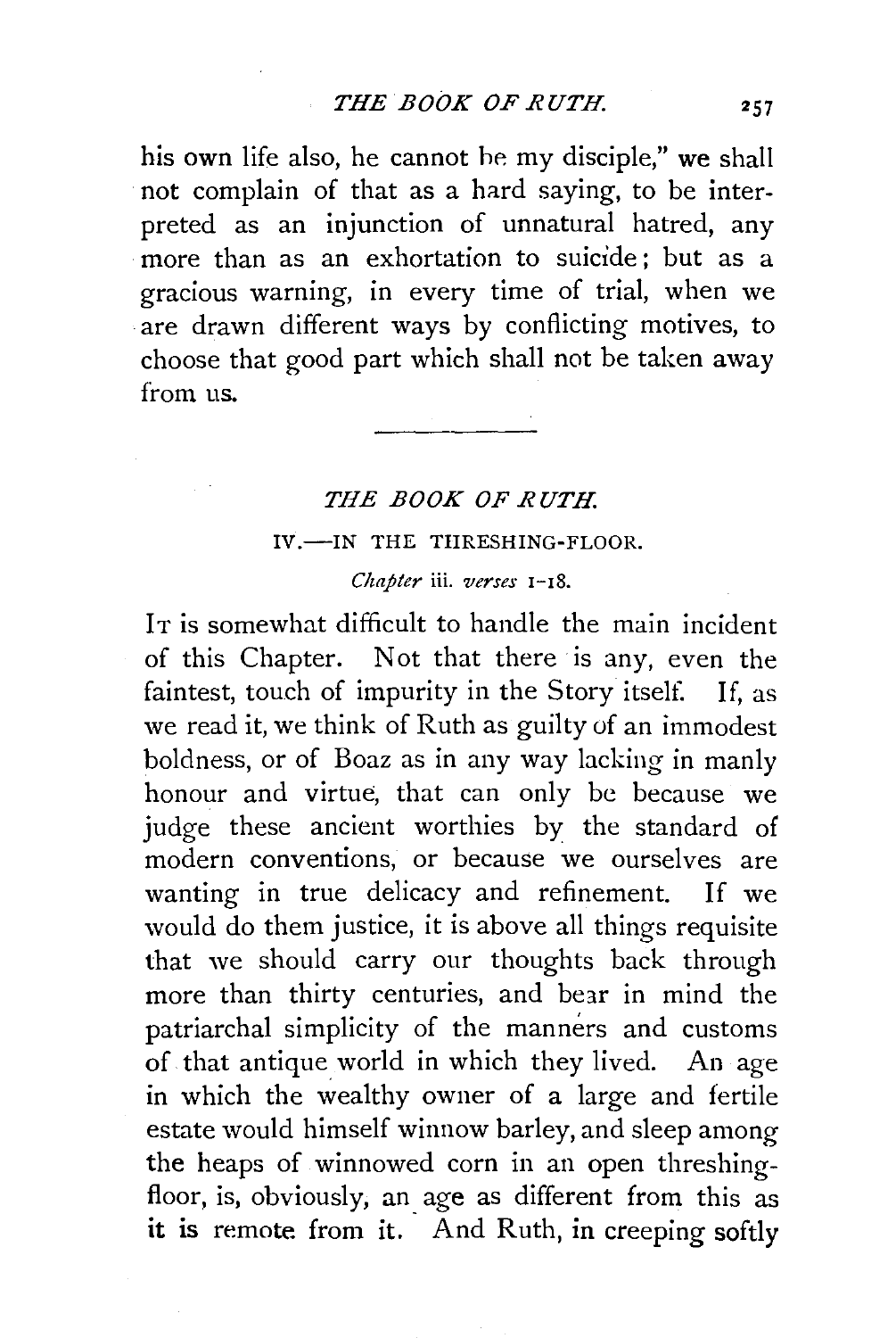his own life also, he cannot be my disciple," we shall not complain of that as a hard saying, to be interpreted as an injunction of unnatural hatred, any more than as an exhortation to suicide; but as a gracious warning, in every time of trial, when we are drawn different ways by conflicting motives, to choose that good part which shall not be taken away from us.

---

## *THE BOOK OF RUTH.*

### IV.—IN THE THRESHING-FLOOR.

*Chapter* iii. *verses* 1–18.

It is somewhat difficult to handle the main incident of this Chapter. Not that there is any, even the faintest, touch of impurity in the Story itself. If, as we read it, we think of Ruth as guilty of an immodest boldness, or of Boaz as in any way lacking in manly honour and virtue, that can only be because we judge these ancient worthies by the standard of modern conventions, or because we ourselves are wanting in true delicacy and refinement. If we would do them justice, it is above all things requisite that we should carry our thoughts back through more than thirty centuries, and bear in mind the patriarchal simplicity of the manners and customs of that antique world in which they lived. An age in which the wealthy owner of a large and fertile estate would himself winnow barley, and sleep among the heaps of winnowed corn in an open threshing-floor, is, obviously, an age as different from this as it is remote from it. And Ruth, in creeping softly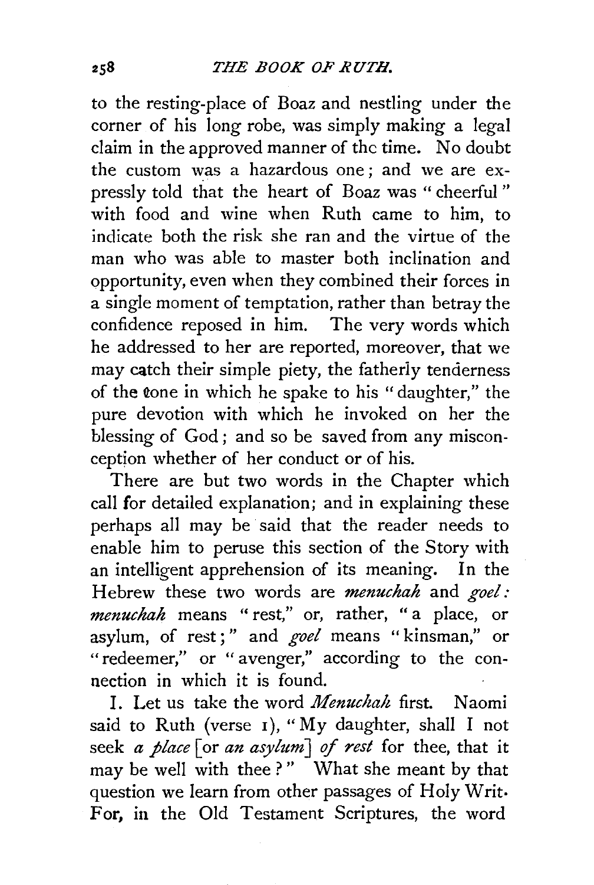to the resting-place of Boaz and nestling under the corner of his long robe, was simply making a legal claim in the approved manner of the time. No doubt the custom was a hazardous one; and we are expressly told that the heart of Boaz was "cheerful" with food and wine when Ruth came to him, to indicate both the risk she ran and the virtue of the man who was able to master both inclination and opportunity, even when they combined their forces in a single moment of temptation, rather than betray the confidence reposed in him. The very words which he addressed to her are reported, moreover, that we may catch their simple piety, the fatherly tenderness of the tone in which he spake to his "daughter," the pure devotion with which he invoked on her the blessing of God; and so be saved from any misconception whether of her conduct or of his.

There are but two words in the Chapter which call for detailed explanation; and in explaining these perhaps all may be said that the reader needs to enable him to peruse this section of the Story with an intelligent apprehension of its meaning. In the Hebrew these two words are *menuchah* and *goel*: *menuchah* means "rest," or, rather, "a place, or asylum, of rest;" and *goel* means "kinsman," or "redeemer," or "avenger," according to the connection in which it is found.

I. Let us take the word *Menuchah* first. Naomi said to Ruth (verse 1), "My daughter, shall I not seek *a place* [or *an asylum*] *of rest* for thee, that it may be well with thee?" What she meant by that question we learn from other passages of Holy Writ. For, in the Old Testament Scriptures, the word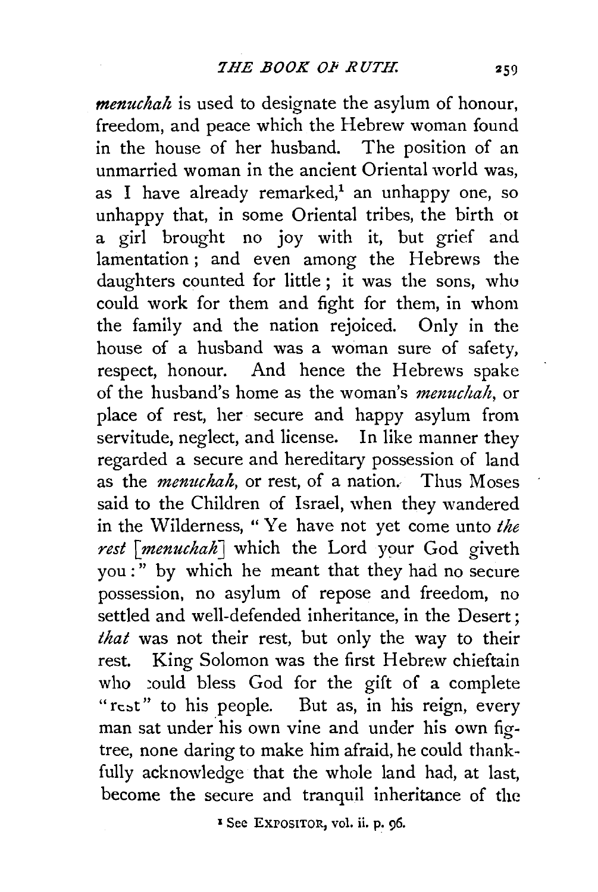*menuchah* is used to designate the asylum of honour, freedom, and peace which the Hebrew woman found in the house of her husband. The position of an unmarried woman in the ancient Oriental world was, as I have already remarked,[1] an unhappy one, so unhappy that, in some Oriental tribes, the birth of a girl brought no joy with it, but grief and lamentation; and even among the Hebrews the daughters counted for little; it was the sons, who could work for them and fight for them, in whom the family and the nation rejoiced. Only in the house of a husband was a woman sure of safety, respect, honour. And hence the Hebrews spake of the husband's home as the woman's *menuchah*, or place of rest, her secure and happy asylum from servitude, neglect, and license. In like manner they regarded a secure and hereditary possession of land as the *menuchah*, or rest, of a nation. Thus Moses said to the Children of Israel, when they wandered in the Wilderness, "Ye have not yet come unto *the rest* [*menuchah*] which the Lord your God giveth you:" by which he meant that they had no secure possession, no asylum of repose and freedom, no settled and well-defended inheritance, in the Desert; *that* was not their rest, but only the way to their rest. King Solomon was the first Hebrew chieftain who could bless God for the gift of a complete "rest" to his people. But as, in his reign, every man sat under his own vine and under his own fig-tree, none daring to make him afraid, he could thankfully acknowledge that the whole land had, at last, become the secure and tranquil inheritance of the

[1] See EXPOSITOR, vol. ii. p. 96.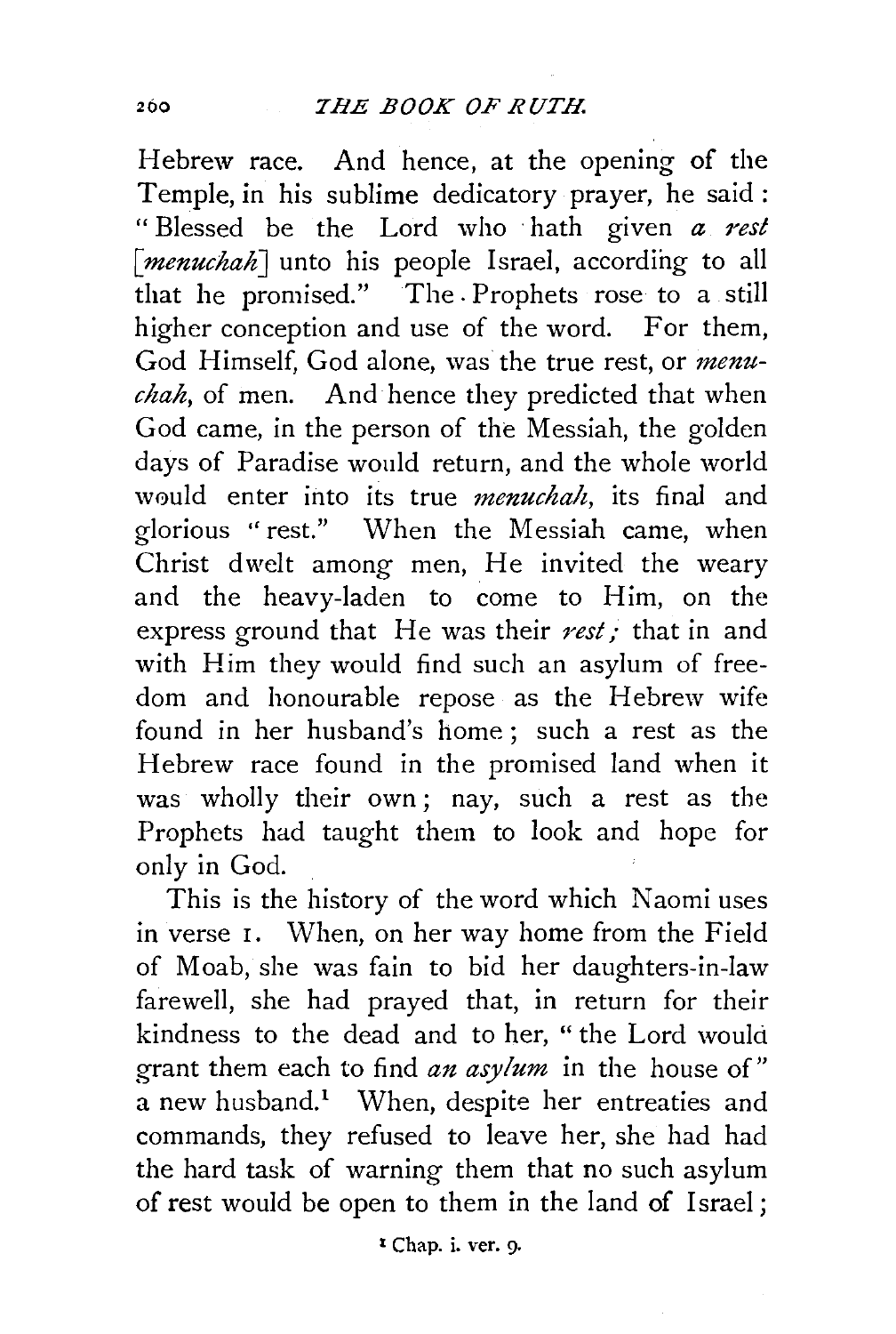Hebrew race. And hence, at the opening of the Temple, in his sublime dedicatory prayer, he said: "Blessed be the Lord who hath given *a rest* [*menuchah*] unto his people Israel, according to all that he promised." The Prophets rose to a still higher conception and use of the word. For them, God Himself, God alone, was the true rest, or *menuchah*, of men. And hence they predicted that when God came, in the person of the Messiah, the golden days of Paradise would return, and the whole world would enter into its true *menuchah*, its final and glorious "rest." When the Messiah came, when Christ dwelt among men, He invited the weary and the heavy-laden to come to Him, on the express ground that He was their *rest;* that in and with Him they would find such an asylum of freedom and honourable repose as the Hebrew wife found in her husband's home; such a rest as the Hebrew race found in the promised land when it was wholly their own; nay, such a rest as the Prophets had taught them to look and hope for only in God.

This is the history of the word which Naomi uses in verse 1. When, on her way home from the Field of Moab, she was fain to bid her daughters-in-law farewell, she had prayed that, in return for their kindness to the dead and to her, "the Lord would grant them each to find *an asylum* in the house of" a new husband.[1] When, despite her entreaties and commands, they refused to leave her, she had had the hard task of warning them that no such asylum of rest would be open to them in the land of Israel;

[1] Chap. i. ver. 9.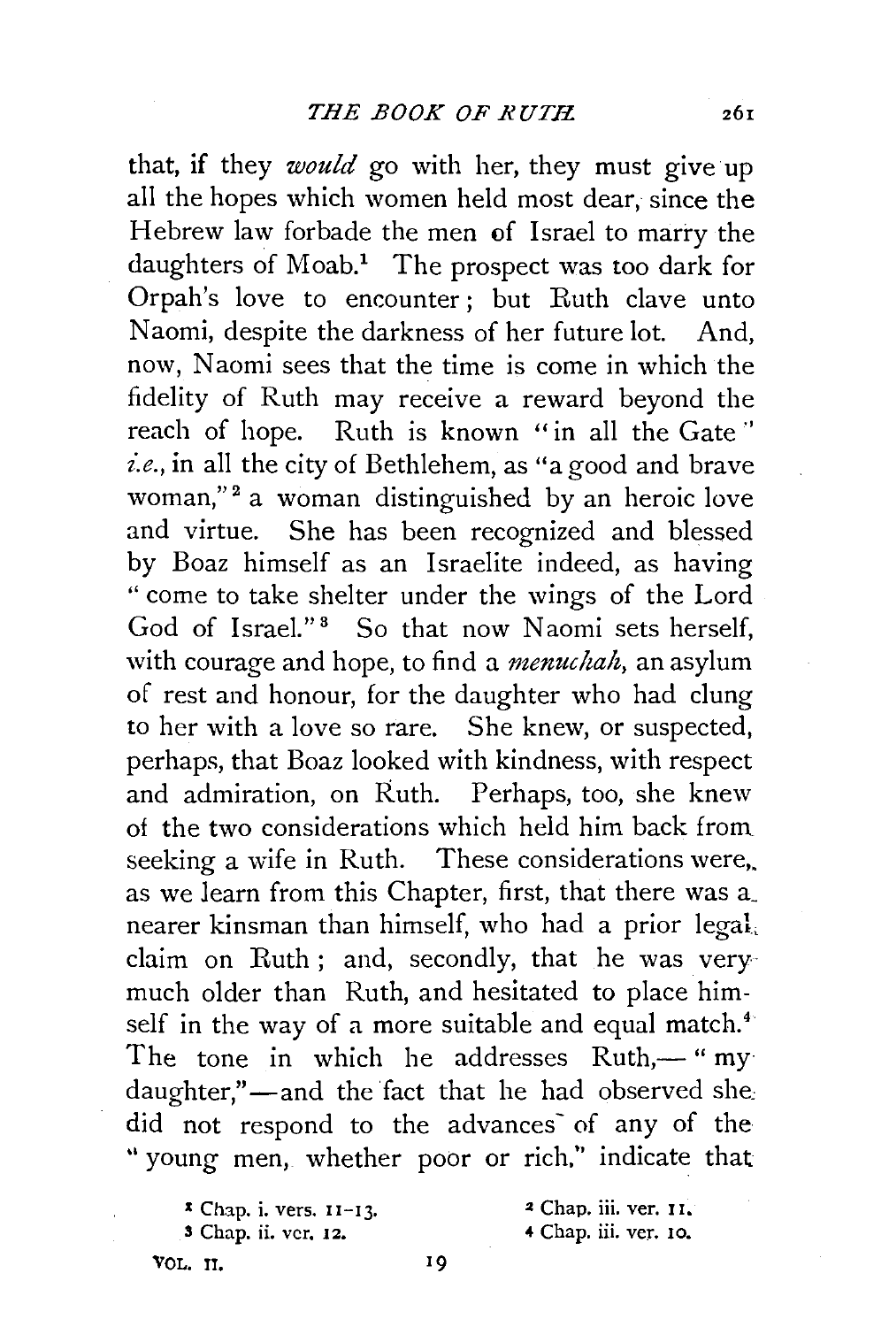that, if they *would* go with her, they must give up all the hopes which women held most dear, since the Hebrew law forbade the men of Israel to marry the daughters of Moab.[1] The prospect was too dark for Orpah's love to encounter; but Ruth clave unto Naomi, despite the darkness of her future lot. And, now, Naomi sees that the time is come in which the fidelity of Ruth may receive a reward beyond the reach of hope. Ruth is known "in all the Gate" *i.e.*, in all the city of Bethlehem, as "a good and brave woman,"[2] a woman distinguished by an heroic love and virtue. She has been recognized and blessed by Boaz himself as an Israelite indeed, as having "come to take shelter under the wings of the Lord God of Israel."[3] So that now Naomi sets herself, with courage and hope, to find a *menuchah*, an asylum of rest and honour, for the daughter who had clung to her with a love so rare. She knew, or suspected, perhaps, that Boaz looked with kindness, with respect and admiration, on Ruth. Perhaps, too, she knew of the two considerations which held him back from seeking a wife in Ruth. These considerations were, as we learn from this Chapter, first, that there was a nearer kinsman than himself, who had a prior legal claim on Ruth; and, secondly, that he was very much older than Ruth, and hesitated to place himself in the way of a more suitable and equal match.[4] The tone in which he addresses Ruth,—"my daughter,"—and the fact that he had observed she did not respond to the advances of any of the "young men, whether poor or rich," indicate that

[1] Chap. i. vers. 11–13.
[2] Chap. iii. ver. 11.
[3] Chap. ii. ver. 12.
[4] Chap. iii. ver. 10.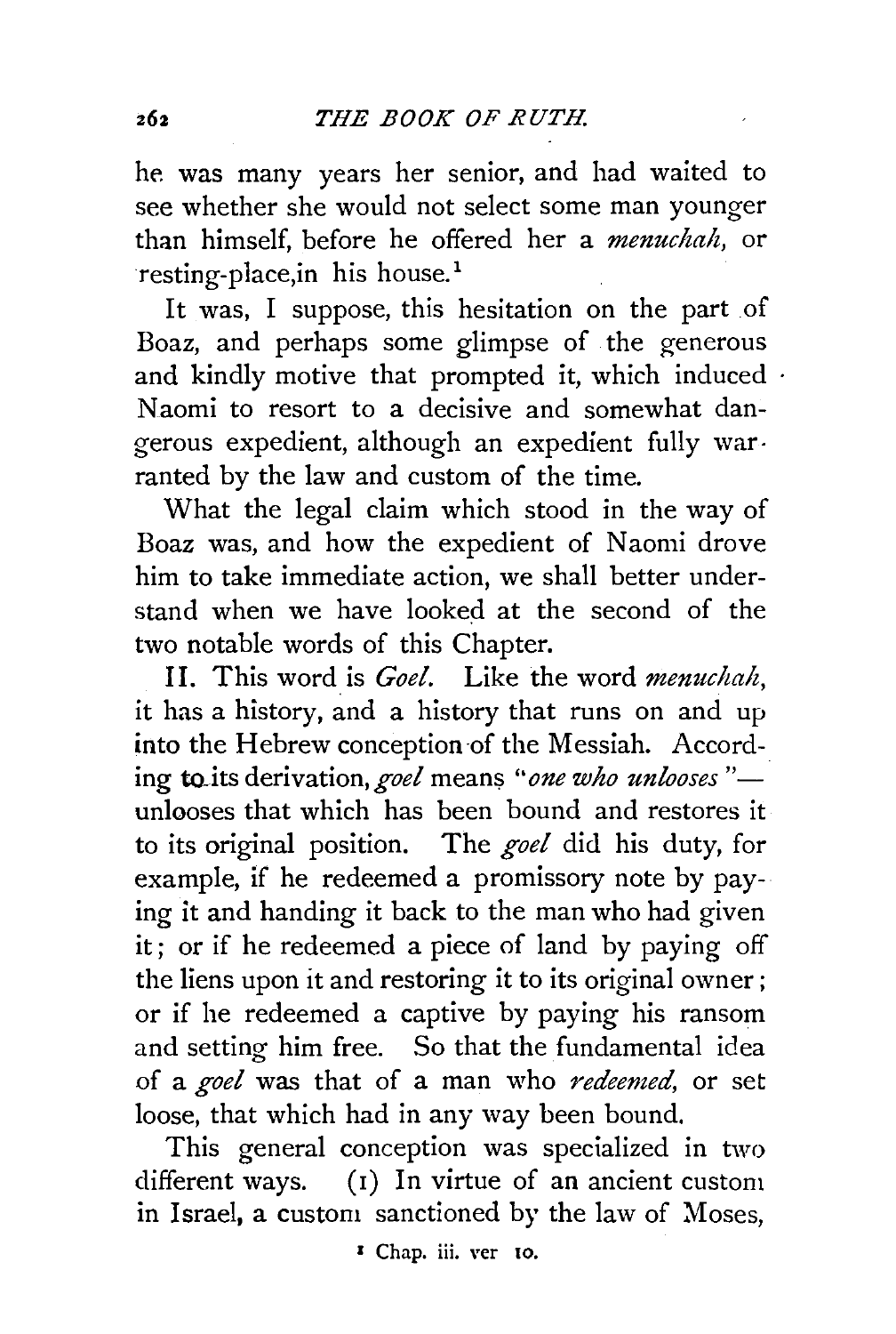he was many years her senior, and had waited to see whether she would not select some man younger than himself, before he offered her a *menuchah*, or resting-place,in his house.[1]

It was, I suppose, this hesitation on the part of Boaz, and perhaps some glimpse of the generous and kindly motive that prompted it, which induced Naomi to resort to a decisive and somewhat dangerous expedient, although an expedient fully warranted by the law and custom of the time.

What the legal claim which stood in the way of Boaz was, and how the expedient of Naomi drove him to take immediate action, we shall better understand when we have looked at the second of the two notable words of this Chapter.

II. This word is *Goel*. Like the word *menuchah*, it has a history, and a history that runs on and up into the Hebrew conception of the Messiah. According to its derivation, *goel* means *"one who unlooses"*—unlooses that which has been bound and restores it to its original position. The *goel* did his duty, for example, if he redeemed a promissory note by paying it and handing it back to the man who had given it; or if he redeemed a piece of land by paying off the liens upon it and restoring it to its original owner; or if he redeemed a captive by paying his ransom and setting him free. So that the fundamental idea of a *goel* was that of a man who *redeemed*, or set loose, that which had in any way been bound.

This general conception was specialized in two different ways. (1) In virtue of an ancient custom in Israel, a custom sanctioned by the law of Moses,

[1] Chap. iii. ver 10.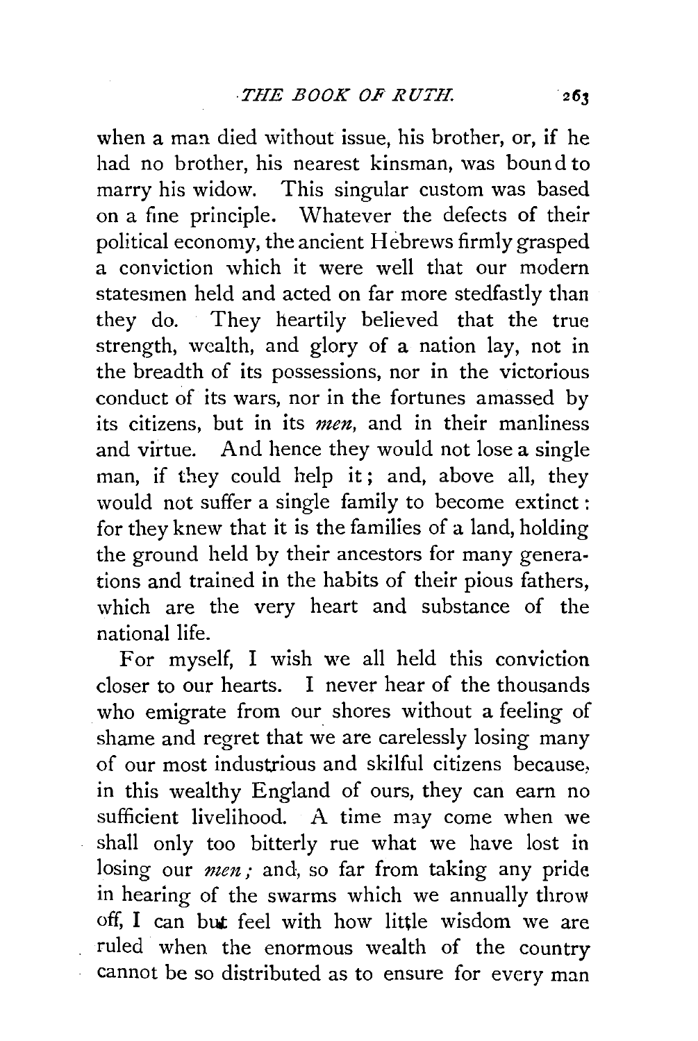when a man died without issue, his brother, or, if he had no brother, his nearest kinsman, was bound to marry his widow. This singular custom was based on a fine principle. Whatever the defects of their political economy, the ancient Hebrews firmly grasped a conviction which it were well that our modern statesmen held and acted on far more stedfastly than they do. They heartily believed that the true strength, wealth, and glory of a nation lay, not in the breadth of its possessions, nor in the victorious conduct of its wars, nor in the fortunes amassed by its citizens, but in its *men*, and in their manliness and virtue. And hence they would not lose a single man, if they could help it; and, above all, they would not suffer a single family to become extinct: for they knew that it is the families of a land, holding the ground held by their ancestors for many generations and trained in the habits of their pious fathers, which are the very heart and substance of the national life.

For myself, I wish we all held this conviction closer to our hearts. I never hear of the thousands who emigrate from our shores without a feeling of shame and regret that we are carelessly losing many of our most industrious and skilful citizens because, in this wealthy England of ours, they can earn no sufficient livelihood. A time may come when we shall only too bitterly rue what we have lost in losing our *men;* and, so far from taking any pride in hearing of the swarms which we annually throw off, I can but feel with how little wisdom we are ruled when the enormous wealth of the country cannot be so distributed as to ensure for every man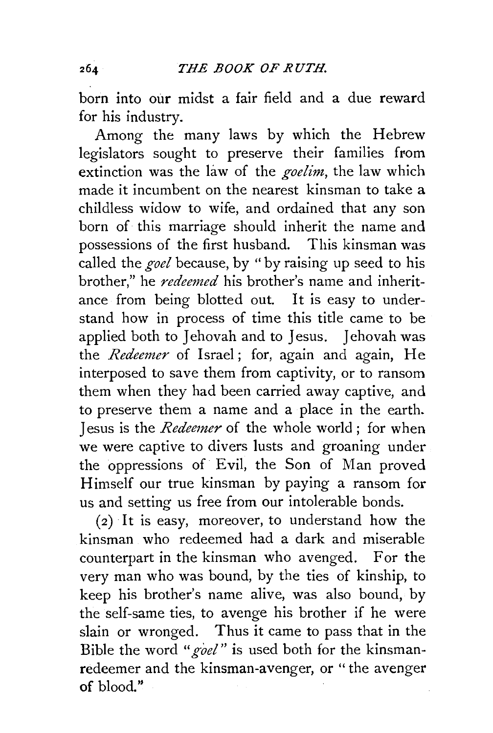born into our midst a fair field and a due reward for his industry.

Among the many laws by which the Hebrew legislators sought to preserve their families from extinction was the law of the *goelim*, the law which made it incumbent on the nearest kinsman to take a childless widow to wife, and ordained that any son born of this marriage should inherit the name and possessions of the first husband. This kinsman was called the *goel* because, by "by raising up seed to his brother," he *redeemed* his brother's name and inheritance from being blotted out. It is easy to understand how in process of time this title came to be applied both to Jehovah and to Jesus. Jehovah was the *Redeemer* of Israel; for, again and again, He interposed to save them from captivity, or to ransom them when they had been carried away captive, and to preserve them a name and a place in the earth. Jesus is the *Redeemer* of the whole world; for when we were captive to divers lusts and groaning under the oppressions of Evil, the Son of Man proved Himself our true kinsman by paying a ransom for us and setting us free from our intolerable bonds.

(2) It is easy, moreover, to understand how the kinsman who redeemed had a dark and miserable counterpart in the kinsman who avenged. For the very man who was bound, by the ties of kinship, to keep his brother's name alive, was also bound, by the self-same ties, to avenge his brother if he were slain or wronged. Thus it came to pass that in the Bible the word "*goel*" is used both for the kinsman-redeemer and the kinsman-avenger, or "the avenger of blood."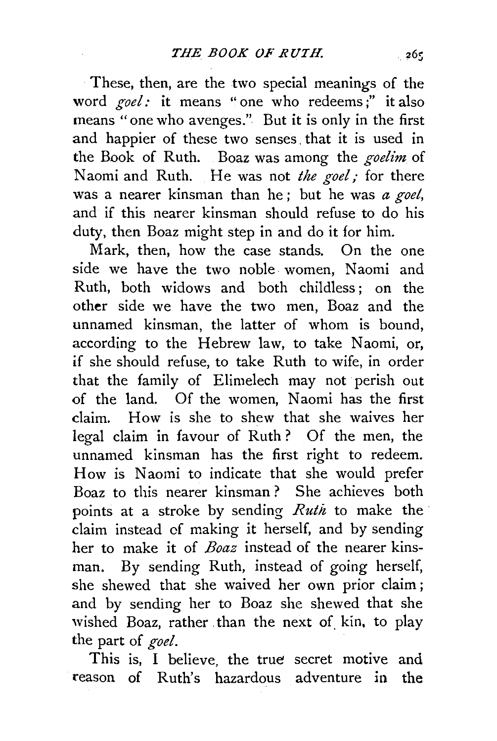These, then, are the two special meanings of the word *goel:* it means "one who redeems;" it also means "one who avenges." But it is only in the first and happier of these two senses that it is used in the Book of Ruth. Boaz was among the *goelim* of Naomi and Ruth. He was not *the goel;* for there was a nearer kinsman than he; but he was *a goel,* and if this nearer kinsman should refuse to do his duty, then Boaz might step in and do it for him.

Mark, then, how the case stands. On the one side we have the two noble women, Naomi and Ruth, both widows and both childless; on the other side we have the two men, Boaz and the unnamed kinsman, the latter of whom is bound, according to the Hebrew law, to take Naomi, or, if she should refuse, to take Ruth to wife, in order that the family of Elimelech may not perish out of the land. Of the women, Naomi has the first claim. How is she to shew that she waives her legal claim in favour of Ruth? Of the men, the unnamed kinsman has the first right to redeem. How is Naomi to indicate that she would prefer Boaz to this nearer kinsman? She achieves both points at a stroke by sending *Ruth* to make the claim instead of making it herself, and by sending her to make it of *Boaz* instead of the nearer kinsman. By sending Ruth, instead of going herself, she shewed that she waived her own prior claim; and by sending her to Boaz she shewed that she wished Boaz, rather than the next of kin, to play the part of *goel.*

This is, I believe, the true secret motive and reason of Ruth's hazardous adventure in the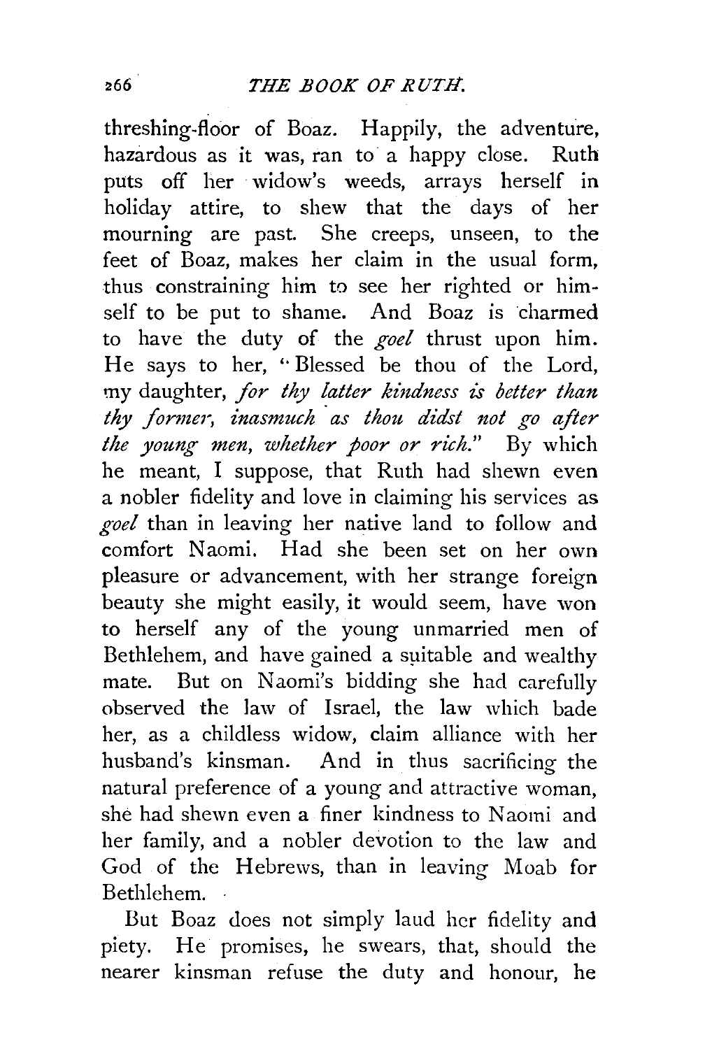threshing-floor of Boaz. Happily, the adventure, hazardous as it was, ran to a happy close. Ruth puts off her widow's weeds, arrays herself in holiday attire, to shew that the days of her mourning are past. She creeps, unseen, to the feet of Boaz, makes her claim in the usual form, thus constraining him to see her righted or himself to be put to shame. And Boaz is charmed to have the duty of the *goel* thrust upon him. He says to her, "Blessed be thou of the Lord, my daughter, *for thy latter kindness is better than thy former, inasmuch as thou didst not go after the young men, whether poor or rich.*" By which he meant, I suppose, that Ruth had shewn even a nobler fidelity and love in claiming his services as *goel* than in leaving her native land to follow and comfort Naomi. Had she been set on her own pleasure or advancement, with her strange foreign beauty she might easily, it would seem, have won to herself any of the young unmarried men of Bethlehem, and have gained a suitable and wealthy mate. But on Naomi's bidding she had carefully observed the law of Israel, the law which bade her, as a childless widow, claim alliance with her husband's kinsman. And in thus sacrificing the natural preference of a young and attractive woman, she had shewn even a finer kindness to Naomi and her family, and a nobler devotion to the law and God of the Hebrews, than in leaving Moab for Bethlehem.

But Boaz does not simply laud her fidelity and piety. He promises, he swears, that, should the nearer kinsman refuse the duty and honour, he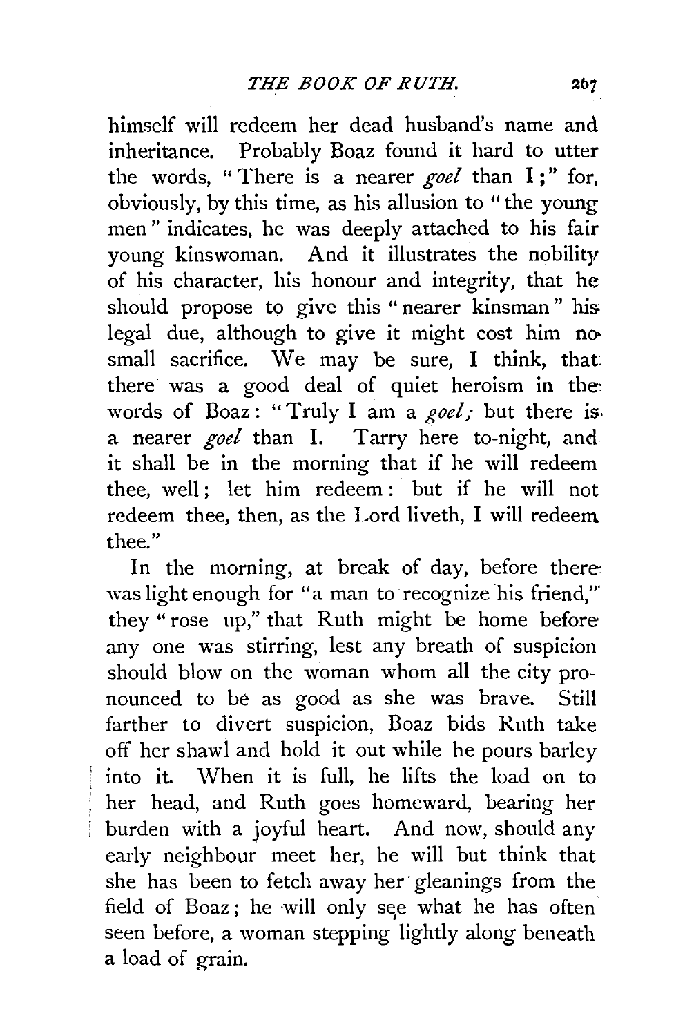himself will redeem her dead husband's name and inheritance. Probably Boaz found it hard to utter the words, "There is a nearer *goel* than I;" for, obviously, by this time, as his allusion to "the young men" indicates, he was deeply attached to his fair young kinswoman. And it illustrates the nobility of his character, his honour and integrity, that he should propose to give this "nearer kinsman" his legal due, although to give it might cost him no small sacrifice. We may be sure, I think, that there was a good deal of quiet heroism in the words of Boaz: "Truly I am a *goel;* but there is a nearer *goel* than I. Tarry here to-night, and it shall be in the morning that if he will redeem thee, well; let him redeem: but if he will not redeem thee, then, as the Lord liveth, I will redeem thee."

In the morning, at break of day, before there was light enough for "a man to recognize his friend," they "rose up," that Ruth might be home before any one was stirring, lest any breath of suspicion should blow on the woman whom all the city pronounced to be as good as she was brave. Still farther to divert suspicion, Boaz bids Ruth take off her shawl and hold it out while he pours barley into it. When it is full, he lifts the load on to her head, and Ruth goes homeward, bearing her burden with a joyful heart. And now, should any early neighbour meet her, he will but think that she has been to fetch away her gleanings from the field of Boaz; he will only see what he has often seen before, a woman stepping lightly along beneath a load of grain.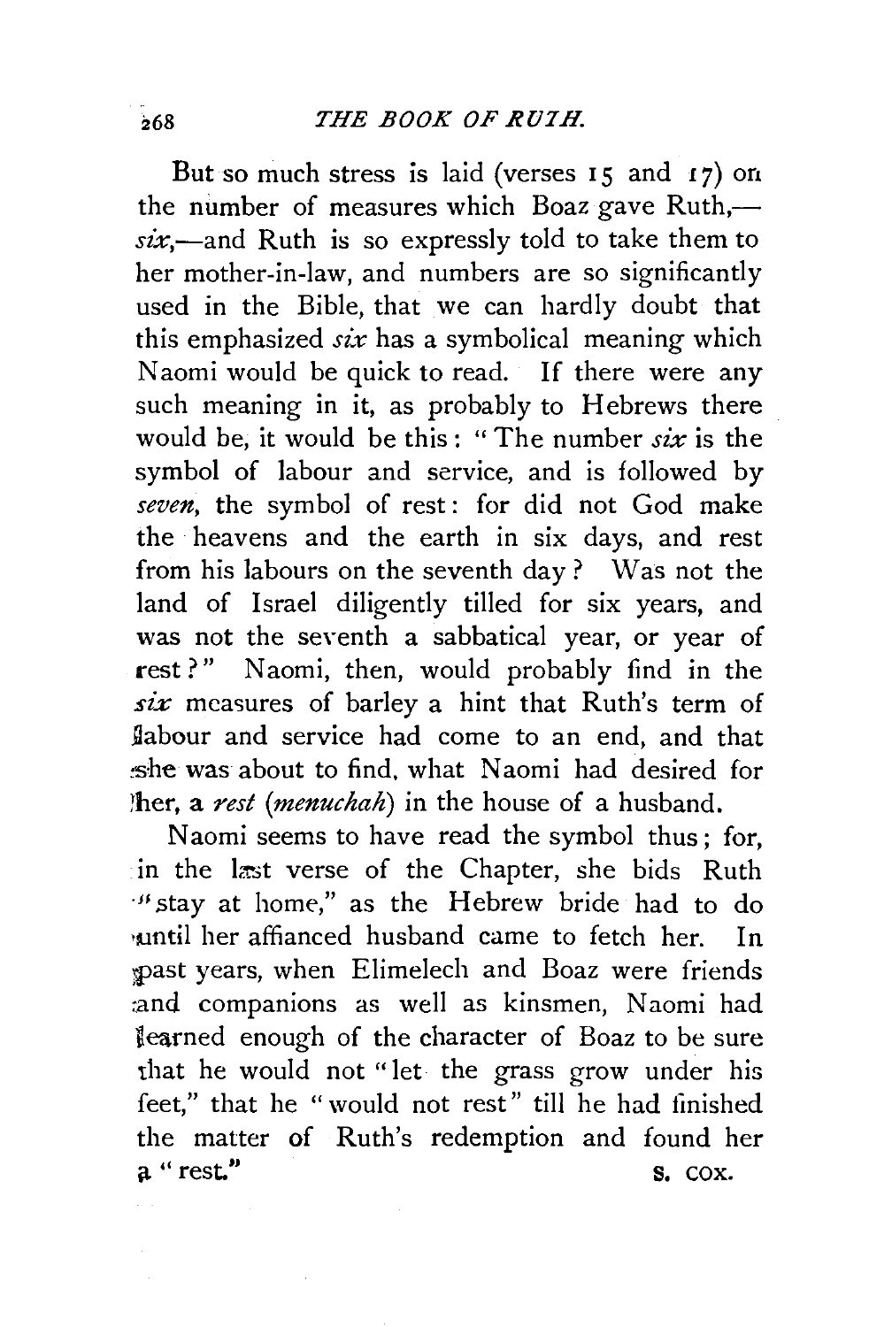But so much stress is laid (verses 15 and 17) on the number of measures which Boaz gave Ruth,—*six*,—and Ruth is so expressly told to take them to her mother-in-law, and numbers are so significantly used in the Bible, that we can hardly doubt that this emphasized *six* has a symbolical meaning which Naomi would be quick to read. If there were any such meaning in it, as probably to Hebrews there would be, it would be this: "The number *six* is the symbol of labour and service, and is followed by *seven*, the symbol of rest: for did not God make the heavens and the earth in six days, and rest from his labours on the seventh day? Was not the land of Israel diligently tilled for six years, and was not the seventh a sabbatical year, or year of rest?" Naomi, then, would probably find in the *six* measures of barley a hint that Ruth's term of labour and service had come to an end, and that she was about to find, what Naomi had desired for her, a *rest* (*menuchah*) in the house of a husband.

Naomi seems to have read the symbol thus; for, in the last verse of the Chapter, she bids Ruth "stay at home," as the Hebrew bride had to do until her affianced husband came to fetch her. In past years, when Elimelech and Boaz were friends and companions as well as kinsmen, Naomi had learned enough of the character of Boaz to be sure that he would not "let the grass grow under his feet," that he "would not rest" till he had finished the matter of Ruth's redemption and found her a "rest."

S. COX.